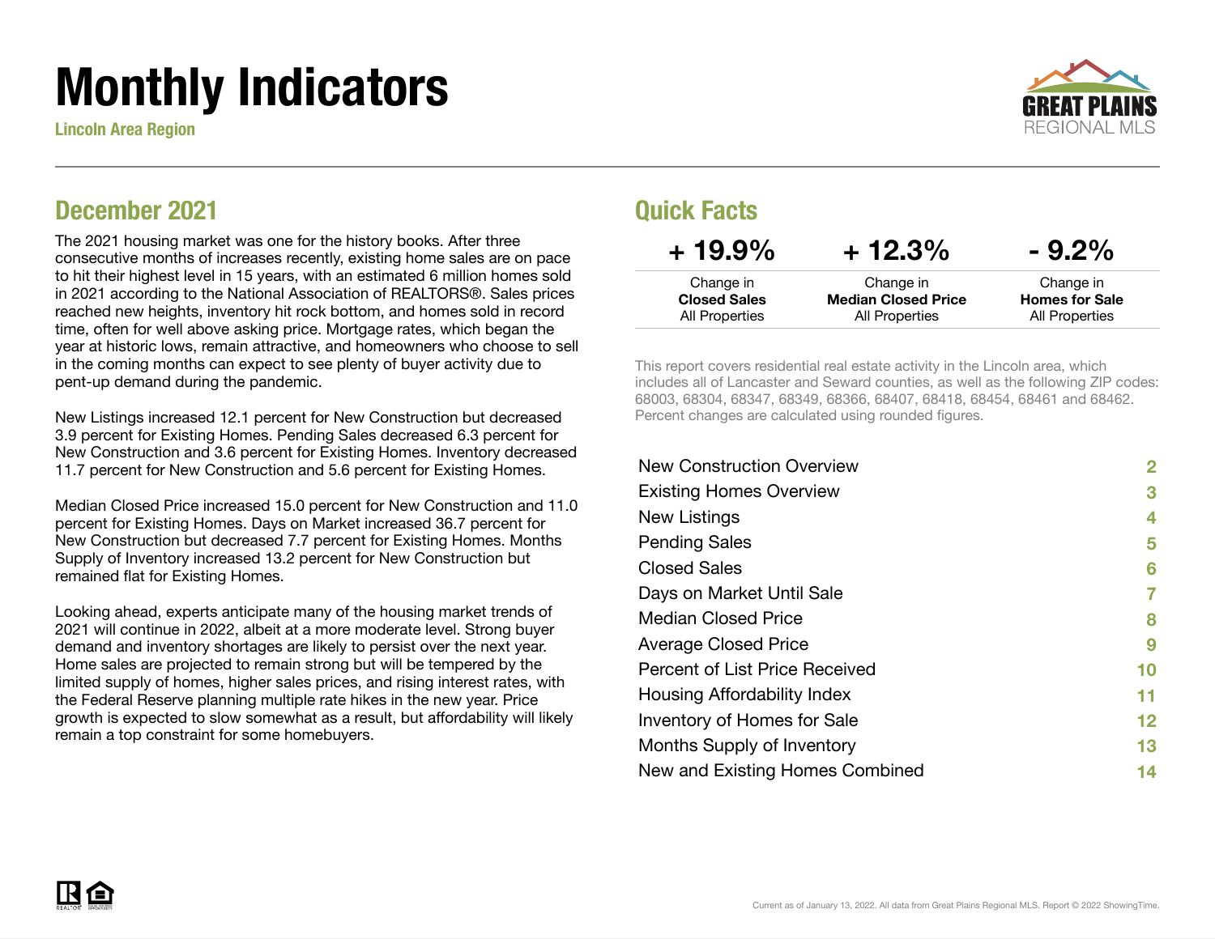# Monthly Indicators

**Lincoln Area Region**

GREAT PLAINS REGIONAL MLS

## December 2021

The 2021 housing market was one for the history books. After three consecutive months of increases recently, existing home sales are on pace to hit their highest level in 15 years, with an estimated 6 million homes sold in 2021 according to the National Association of REALTORS®. Sales prices reached new heights, inventory hit rock bottom, and homes sold in record time, often for well above asking price. Mortgage rates, which began the year at historic lows, remain attractive, and homeowners who choose to sell in the coming months can expect to see plenty of buyer activity due to pent-up demand during the pandemic.

New Listings increased 12.1 percent for New Construction but decreased 3.9 percent for Existing Homes. Pending Sales decreased 6.3 percent for New Construction and 3.6 percent for Existing Homes. Inventory decreased 11.7 percent for New Construction and 5.6 percent for Existing Homes.

Median Closed Price increased 15.0 percent for New Construction and 11.0 percent for Existing Homes. Days on Market increased 36.7 percent for New Construction but decreased 7.7 percent for Existing Homes. Months Supply of Inventory increased 13.2 percent for New Construction but remained flat for Existing Homes.

Looking ahead, experts anticipate many of the housing market trends of 2021 will continue in 2022, albeit at a more moderate level. Strong buyer demand and inventory shortages are likely to persist over the next year. Home sales are projected to remain strong but will be tempered by the limited supply of homes, higher sales prices, and rising interest rates, with the Federal Reserve planning multiple rate hikes in the new year. Price growth is expected to slow somewhat as a result, but affordability will likely remain a top constraint for some homebuyers.

## Quick Facts

| + 19.9% | + 12.3% | - 9.2% |
|---|---|---|
| Change in **Closed Sales** All Properties | Change in **Median Closed Price** All Properties | Change in **Homes for Sale** All Properties |

This report covers residential real estate activity in the Lincoln area, which includes all of Lancaster and Seward counties, as well as the following ZIP codes: 68003, 68304, 68347, 68349, 68366, 68407, 68418, 68454, 68461 and 68462. Percent changes are calculated using rounded figures.

| | |
|---|---|
| New Construction Overview | 2 |
| Existing Homes Overview | 3 |
| New Listings | 4 |
| Pending Sales | 5 |
| Closed Sales | 6 |
| Days on Market Until Sale | 7 |
| Median Closed Price | 8 |
| Average Closed Price | 9 |
| Percent of List Price Received | 10 |
| Housing Affordability Index | 11 |
| Inventory of Homes for Sale | 12 |
| Months Supply of Inventory | 13 |
| New and Existing Homes Combined | 14 |

Current as of January 13, 2022. All data from Great Plains Regional MLS. Report © 2022 ShowingTime.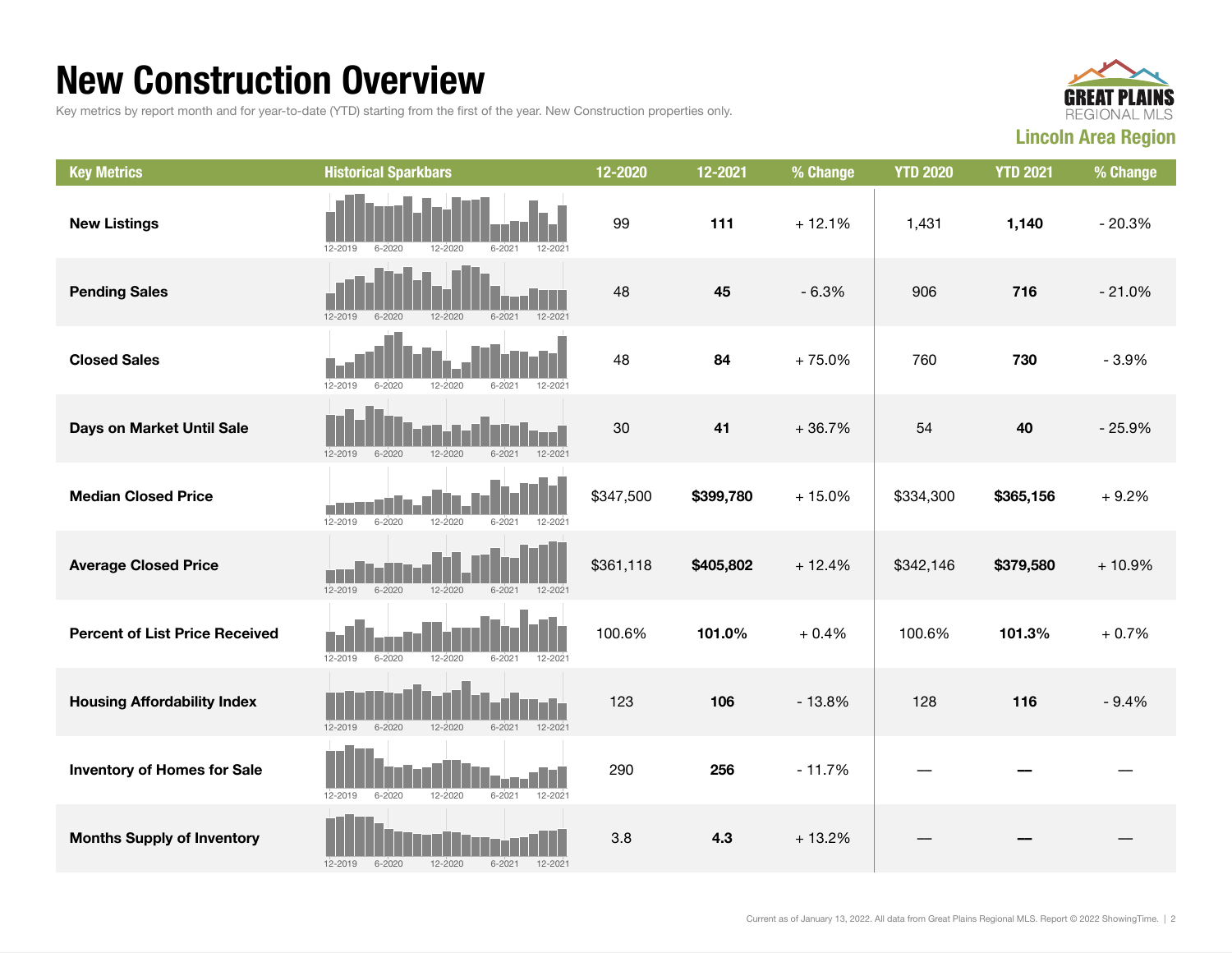# New Construction Overview

Key metrics by report month and for year-to-date (YTD) starting from the first of the year. New Construction properties only.

GREAT PLAINS REGIONAL MLS

**Lincoln Area Region**

| Key Metrics | Historical Sparkbars | 12-2020 | 12-2021 | % Change | YTD 2020 | YTD 2021 | % Change |
|---|---|---|---|---|---|---|---|
| **New Listings** | 12-2019 6-2020 12-2020 6-2021 12-2021 | 99 | **111** | + 12.1% | 1,431 | **1,140** | - 20.3% |
| **Pending Sales** | 12-2019 6-2020 12-2020 6-2021 12-2021 | 48 | **45** | - 6.3% | 906 | **716** | - 21.0% |
| **Closed Sales** | 12-2019 6-2020 12-2020 6-2021 12-2021 | 48 | **84** | + 75.0% | 760 | **730** | - 3.9% |
| **Days on Market Until Sale** | 12-2019 6-2020 12-2020 6-2021 12-2021 | 30 | **41** | + 36.7% | 54 | **40** | - 25.9% |
| **Median Closed Price** | 12-2019 6-2020 12-2020 6-2021 12-2021 | $347,500 | **$399,780** | + 15.0% | $334,300 | **$365,156** | + 9.2% |
| **Average Closed Price** | 12-2019 6-2020 12-2020 6-2021 12-2021 | $361,118 | **$405,802** | + 12.4% | $342,146 | **$379,580** | + 10.9% |
| **Percent of List Price Received** | 12-2019 6-2020 12-2020 6-2021 12-2021 | 100.6% | **101.0%** | + 0.4% | 100.6% | **101.3%** | + 0.7% |
| **Housing Affordability Index** | 12-2019 6-2020 12-2020 6-2021 12-2021 | 123 | **106** | - 13.8% | 128 | **116** | - 9.4% |
| **Inventory of Homes for Sale** | 12-2019 6-2020 12-2020 6-2021 12-2021 | 290 | **256** | - 11.7% | — | **—** | — |
| **Months Supply of Inventory** | 12-2019 6-2020 12-2020 6-2021 12-2021 | 3.8 | **4.3** | + 13.2% | — | **—** | — |

Current as of January 13, 2022. All data from Great Plains Regional MLS. Report © 2022 ShowingTime.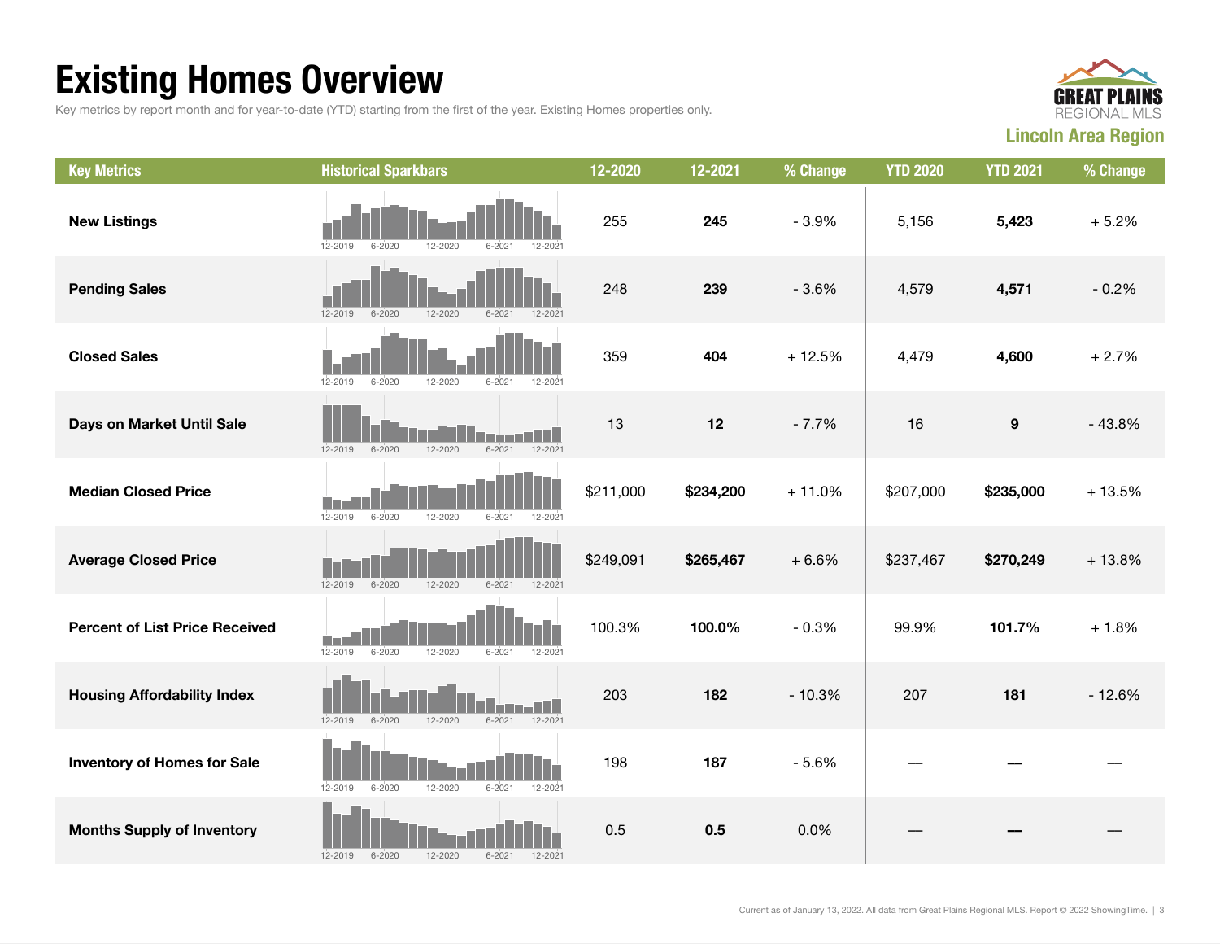# Existing Homes Overview

Key metrics by report month and for year-to-date (YTD) starting from the first of the year. Existing Homes properties only.

**GREAT PLAINS REGIONAL MLS**

**Lincoln Area Region**

| Key Metrics | Historical Sparkbars | 12-2020 | 12-2021 | % Change | YTD 2020 | YTD 2021 | % Change |
|---|---|---|---|---|---|---|---|
| **New Listings** | 12-2019 6-2020 12-2020 6-2021 12-2021 | 255 | **245** | - 3.9% | 5,156 | **5,423** | + 5.2% |
| **Pending Sales** | 12-2019 6-2020 12-2020 6-2021 12-2021 | 248 | **239** | - 3.6% | 4,579 | **4,571** | - 0.2% |
| **Closed Sales** | 12-2019 6-2020 12-2020 6-2021 12-2021 | 359 | **404** | + 12.5% | 4,479 | **4,600** | + 2.7% |
| **Days on Market Until Sale** | 12-2019 6-2020 12-2020 6-2021 12-2021 | 13 | **12** | - 7.7% | 16 | **9** | - 43.8% |
| **Median Closed Price** | 12-2019 6-2020 12-2020 6-2021 12-2021 | $211,000 | **$234,200** | + 11.0% | $207,000 | **$235,000** | + 13.5% |
| **Average Closed Price** | 12-2019 6-2020 12-2020 6-2021 12-2021 | $249,091 | **$265,467** | + 6.6% | $237,467 | **$270,249** | + 13.8% |
| **Percent of List Price Received** | 12-2019 6-2020 12-2020 6-2021 12-2021 | 100.3% | **100.0%** | - 0.3% | 99.9% | **101.7%** | + 1.8% |
| **Housing Affordability Index** | 12-2019 6-2020 12-2020 6-2021 12-2021 | 203 | **182** | - 10.3% | 207 | **181** | - 12.6% |
| **Inventory of Homes for Sale** | 12-2019 6-2020 12-2020 6-2021 12-2021 | 198 | **187** | - 5.6% | — | **—** | — |
| **Months Supply of Inventory** | 12-2019 6-2020 12-2020 6-2021 12-2021 | 0.5 | **0.5** | 0.0% | — | **—** | — |

Current as of January 13, 2022. All data from Great Plains Regional MLS. Report © 2022 ShowingTime.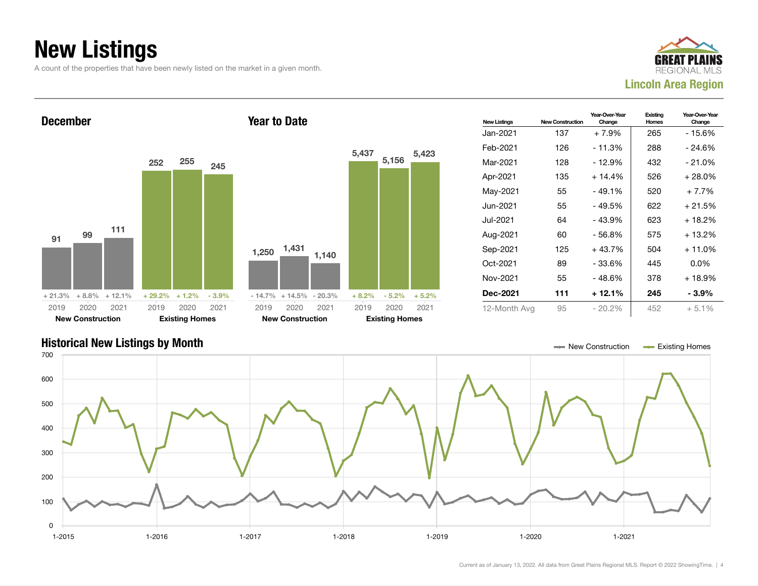# New Listings

A count of the properties that have been newly listed on the market in a given month.

GREAT PLAINS REGIONAL MLS

**Lincoln Area Region**

### December

| | 2019 | 2020 | 2021 |
|---|---|---|---|
| New Construction | 91 | 99 | 111 |
| Change | + 21.3% | + 8.8% | + 12.1% |
| Existing Homes | 252 | 255 | 245 |
| Change | + 29.2% | + 1.2% | - 3.9% |

### Year to Date

| | 2019 | 2020 | 2021 |
|---|---|---|---|
| New Construction | 1,250 | 1,431 | 1,140 |
| Change | - 14.7% | + 14.5% | - 20.3% |
| Existing Homes | 5,437 | 5,156 | 5,423 |
| Change | + 8.2% | - 5.2% | + 5.2% |

| New Listings | New Construction | Year-Over-Year Change | Existing Homes | Year-Over-Year Change |
|---|---|---|---|---|
| Jan-2021 | 137 | + 7.9% | 265 | - 15.6% |
| Feb-2021 | 126 | - 11.3% | 288 | - 24.6% |
| Mar-2021 | 128 | - 12.9% | 432 | - 21.0% |
| Apr-2021 | 135 | + 14.4% | 526 | + 28.0% |
| May-2021 | 55 | - 49.1% | 520 | + 7.7% |
| Jun-2021 | 55 | - 49.5% | 622 | + 21.5% |
| Jul-2021 | 64 | - 43.9% | 623 | + 18.2% |
| Aug-2021 | 60 | - 56.8% | 575 | + 13.2% |
| Sep-2021 | 125 | + 43.7% | 504 | + 11.0% |
| Oct-2021 | 89 | - 33.6% | 445 | 0.0% |
| Nov-2021 | 55 | - 48.6% | 378 | + 18.9% |
| **Dec-2021** | **111** | **+ 12.1%** | **245** | **- 3.9%** |
| 12-Month Avg | 95 | - 20.2% | 452 | + 5.1% |

### Historical New Listings by Month

Legend: New Construction, Existing Homes

Current as of January 13, 2022. All data from Great Plains Regional MLS. Report © 2022 ShowingTime.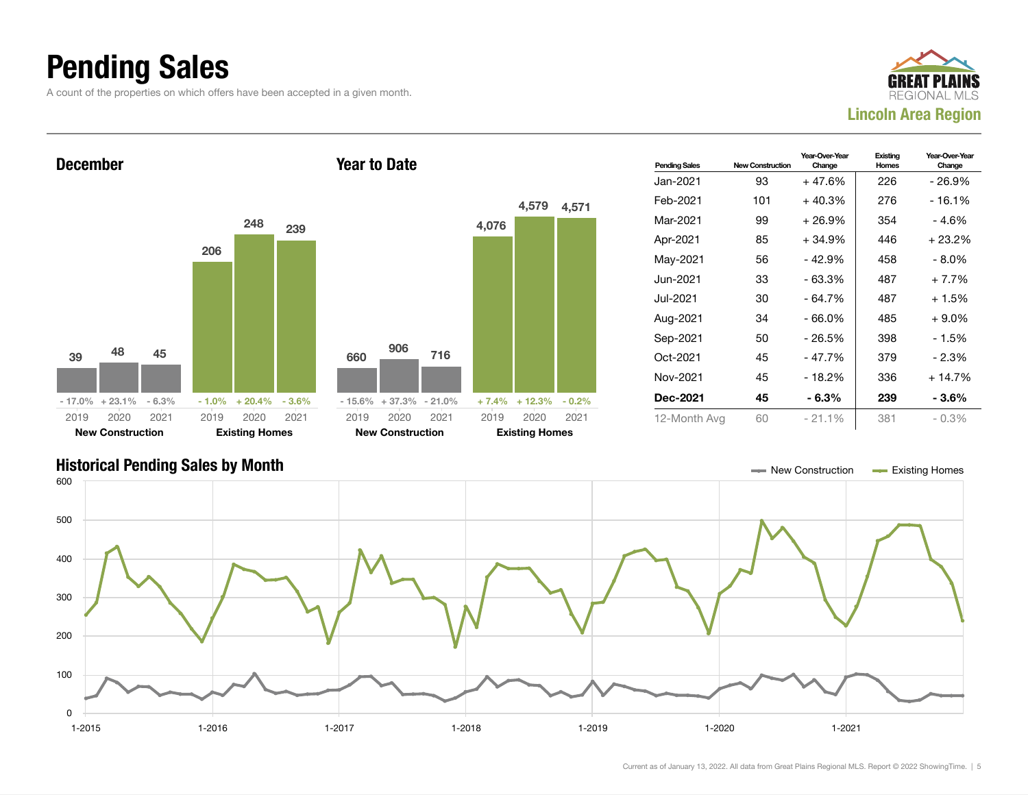# Pending Sales

A count of the properties on which offers have been accepted in a given month.

GREAT PLAINS REGIONAL MLS
Lincoln Area Region

## December

| | 2019 | 2020 | 2021 |
|---|---|---|---|
| New Construction | 39 (- 17.0%) | 48 (+ 23.1%) | 45 (- 6.3%) |
| Existing Homes | 206 (- 1.0%) | 248 (+ 20.4%) | 239 (- 3.6%) |

## Year to Date

| | 2019 | 2020 | 2021 |
|---|---|---|---|
| New Construction | 660 (- 15.6%) | 906 (+ 37.3%) | 716 (- 21.0%) |
| Existing Homes | 4,076 (+ 7.4%) | 4,579 (+ 12.3%) | 4,571 (- 0.2%) |

| Pending Sales | New Construction | Year-Over-Year Change | Existing Homes | Year-Over-Year Change |
|---|---|---|---|---|
| Jan-2021 | 93 | + 47.6% | 226 | - 26.9% |
| Feb-2021 | 101 | + 40.3% | 276 | - 16.1% |
| Mar-2021 | 99 | + 26.9% | 354 | - 4.6% |
| Apr-2021 | 85 | + 34.9% | 446 | + 23.2% |
| May-2021 | 56 | - 42.9% | 458 | - 8.0% |
| Jun-2021 | 33 | - 63.3% | 487 | + 7.7% |
| Jul-2021 | 30 | - 64.7% | 487 | + 1.5% |
| Aug-2021 | 34 | - 66.0% | 485 | + 9.0% |
| Sep-2021 | 50 | - 26.5% | 398 | - 1.5% |
| Oct-2021 | 45 | - 47.7% | 379 | - 2.3% |
| Nov-2021 | 45 | - 18.2% | 336 | + 14.7% |
| **Dec-2021** | **45** | **- 6.3%** | **239** | **- 3.6%** |
| 12-Month Avg | 60 | - 21.1% | 381 | - 0.3% |

## Historical Pending Sales by Month

New Construction — Existing Homes

Current as of January 13, 2022. All data from Great Plains Regional MLS. Report © 2022 ShowingTime.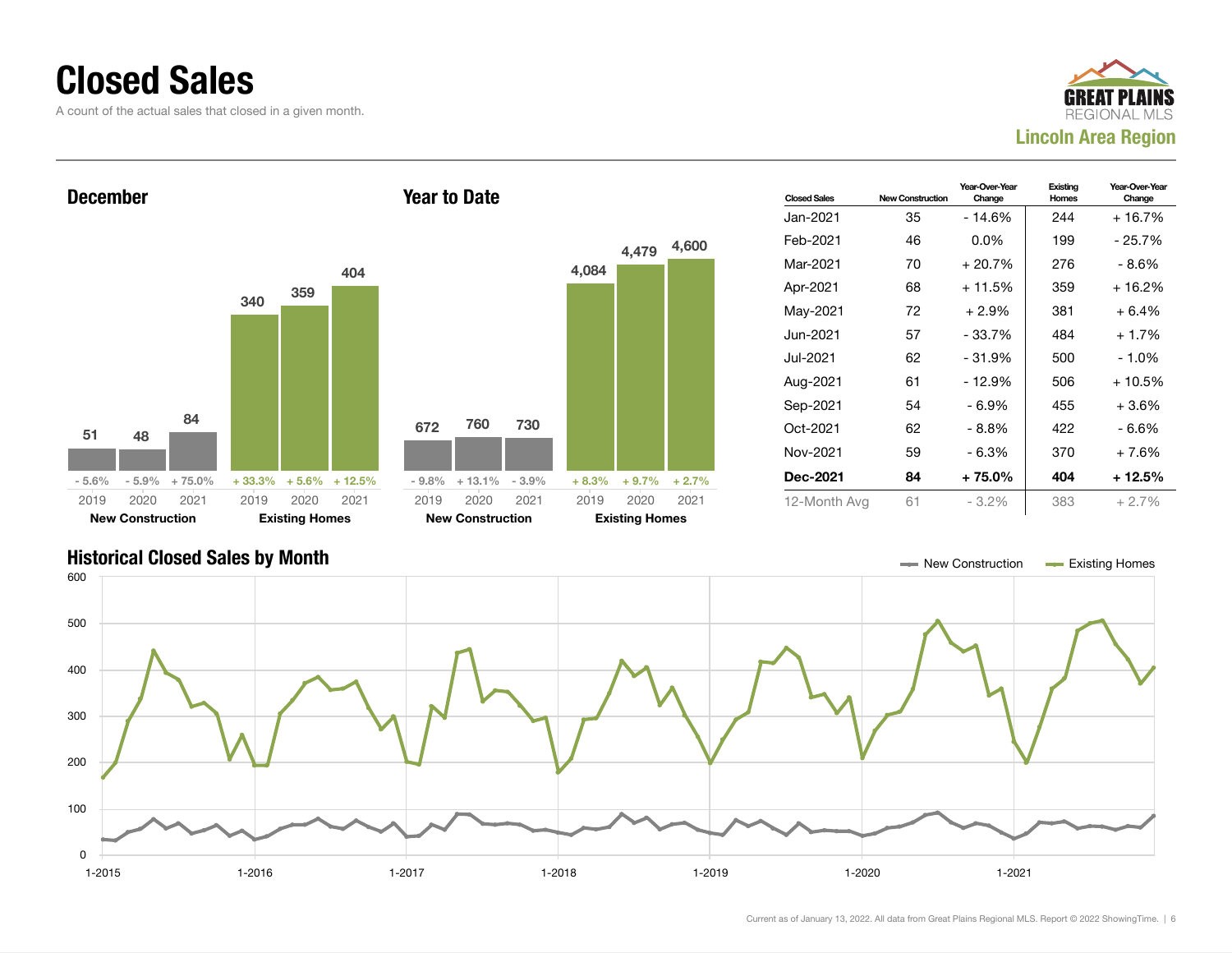# Closed Sales

A count of the actual sales that closed in a given month.

**GREAT PLAINS REGIONAL MLS**
**Lincoln Area Region**

### December

| | 2019 | 2020 | 2021 |
|---|---|---|---|
| New Construction | 51 | 48 | 84 |
| Change | - 5.6% | - 5.9% | + 75.0% |
| Existing Homes | 340 | 359 | 404 |
| Change | + 33.3% | + 5.6% | + 12.5% |

### Year to Date

| | 2019 | 2020 | 2021 |
|---|---|---|---|
| New Construction | 672 | 760 | 730 |
| Change | - 9.8% | + 13.1% | - 3.9% |
| Existing Homes | 4,084 | 4,479 | 4,600 |
| Change | + 8.3% | + 9.7% | + 2.7% |

| Closed Sales | New Construction | Year-Over-Year Change | Existing Homes | Year-Over-Year Change |
|---|---|---|---|---|
| Jan-2021 | 35 | - 14.6% | 244 | + 16.7% |
| Feb-2021 | 46 | 0.0% | 199 | - 25.7% |
| Mar-2021 | 70 | + 20.7% | 276 | - 8.6% |
| Apr-2021 | 68 | + 11.5% | 359 | + 16.2% |
| May-2021 | 72 | + 2.9% | 381 | + 6.4% |
| Jun-2021 | 57 | - 33.7% | 484 | + 1.7% |
| Jul-2021 | 62 | - 31.9% | 500 | - 1.0% |
| Aug-2021 | 61 | - 12.9% | 506 | + 10.5% |
| Sep-2021 | 54 | - 6.9% | 455 | + 3.6% |
| Oct-2021 | 62 | - 8.8% | 422 | - 6.6% |
| Nov-2021 | 59 | - 6.3% | 370 | + 7.6% |
| **Dec-2021** | **84** | **+ 75.0%** | **404** | **+ 12.5%** |
| 12-Month Avg | 61 | - 3.2% | 383 | + 2.7% |

### Historical Closed Sales by Month

New Construction — Existing Homes

Current as of January 13, 2022. All data from Great Plains Regional MLS. Report © 2022 ShowingTime.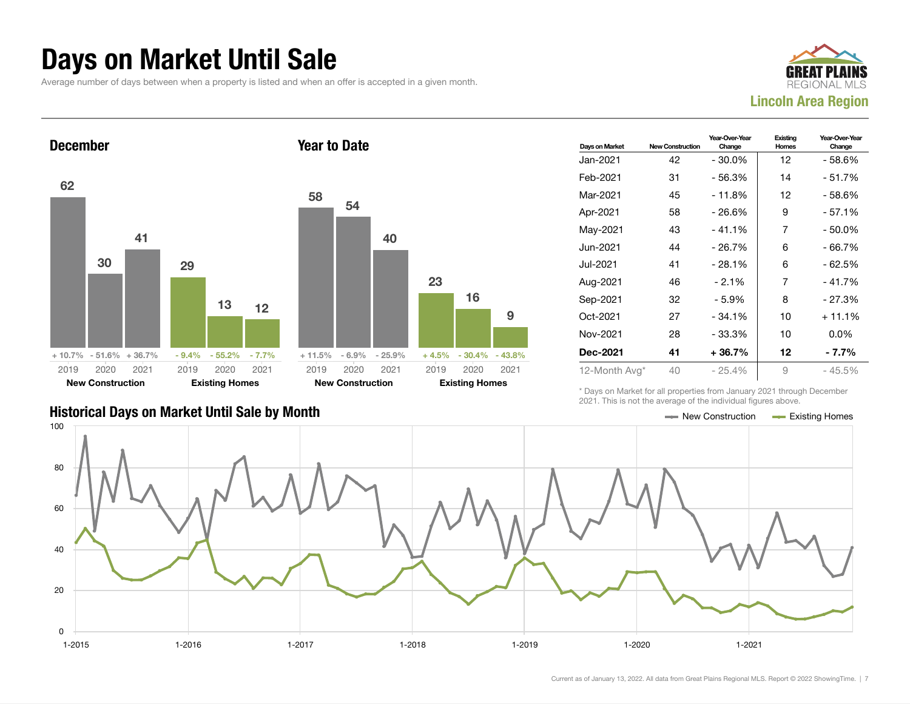# Days on Market Until Sale

Average number of days between when a property is listed and when an offer is accepted in a given month.

GREAT PLAINS REGIONAL MLS

**Lincoln Area Region**

## December

| | 2019 | 2020 | 2021 |
|---|---|---|---|
| New Construction | 62 | 30 | 41 |
| Change | + 10.7% | - 51.6% | + 36.7% |
| Existing Homes | 29 | 13 | 12 |
| Change | - 9.4% | - 55.2% | - 7.7% |

## Year to Date

| | 2019 | 2020 | 2021 |
|---|---|---|---|
| New Construction | 58 | 54 | 40 |
| Change | + 11.5% | - 6.9% | - 25.9% |
| Existing Homes | 23 | 16 | 9 |
| Change | + 4.5% | - 30.4% | - 43.8% |

| Days on Market | New Construction | Year-Over-Year Change | Existing Homes | Year-Over-Year Change |
|---|---|---|---|---|
| Jan-2021 | 42 | - 30.0% | 12 | - 58.6% |
| Feb-2021 | 31 | - 56.3% | 14 | - 51.7% |
| Mar-2021 | 45 | - 11.8% | 12 | - 58.6% |
| Apr-2021 | 58 | - 26.6% | 9 | - 57.1% |
| May-2021 | 43 | - 41.1% | 7 | - 50.0% |
| Jun-2021 | 44 | - 26.7% | 6 | - 66.7% |
| Jul-2021 | 41 | - 28.1% | 6 | - 62.5% |
| Aug-2021 | 46 | - 2.1% | 7 | - 41.7% |
| Sep-2021 | 32 | - 5.9% | 8 | - 27.3% |
| Oct-2021 | 27 | - 34.1% | 10 | + 11.1% |
| Nov-2021 | 28 | - 33.3% | 10 | 0.0% |
| **Dec-2021** | **41** | **+ 36.7%** | **12** | **- 7.7%** |
| 12-Month Avg* | 40 | - 25.4% | 9 | - 45.5% |

\* Days on Market for all properties from January 2021 through December 2021. This is not the average of the individual figures above.

## Historical Days on Market Until Sale by Month

New Construction — Existing Homes

Current as of January 13, 2022. All data from Great Plains Regional MLS. Report © 2022 ShowingTime.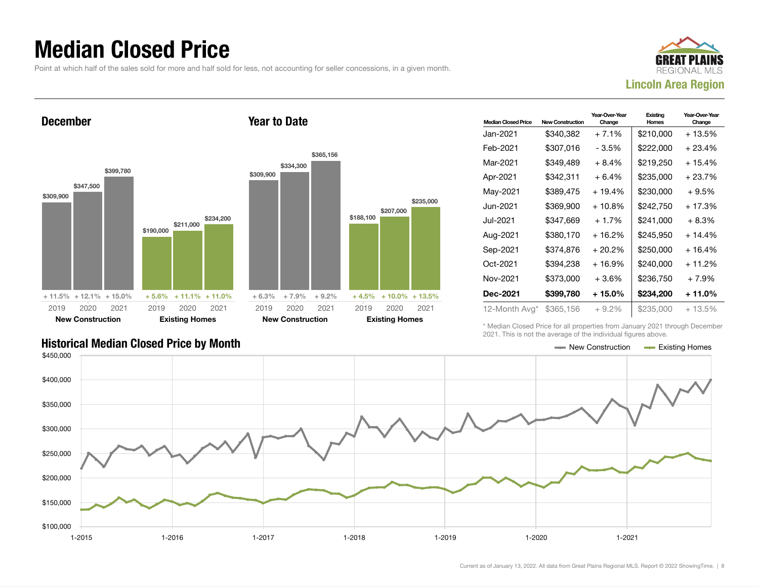# Median Closed Price

Point at which half of the sales sold for more and half sold for less, not accounting for seller concessions, in a given month.

**Lincoln Area Region**

## December

| | 2019 | 2020 | 2021 |
|---|---|---|---|
| **New Construction** | $309,900 | $347,500 | $399,780 |
| Change | + 11.5% | + 12.1% | + 15.0% |
| **Existing Homes** | $190,000 | $211,000 | $234,200 |
| Change | + 5.6% | + 11.1% | + 11.0% |

## Year to Date

| | 2019 | 2020 | 2021 |
|---|---|---|---|
| **New Construction** | $309,900 | $334,300 | $365,156 |
| Change | + 6.3% | + 7.9% | + 9.2% |
| **Existing Homes** | $188,100 | $207,000 | $235,000 |
| Change | + 4.5% | + 10.0% | + 13.5% |

| Median Closed Price | New Construction | Year-Over-Year Change | Existing Homes | Year-Over-Year Change |
|---|---|---|---|---|
| Jan-2021 | $340,382 | + 7.1% | $210,000 | + 13.5% |
| Feb-2021 | $307,016 | - 3.5% | $222,000 | + 23.4% |
| Mar-2021 | $349,489 | + 8.4% | $219,250 | + 15.4% |
| Apr-2021 | $342,311 | + 6.4% | $235,000 | + 23.7% |
| May-2021 | $389,475 | + 19.4% | $230,000 | + 9.5% |
| Jun-2021 | $369,900 | + 10.8% | $242,750 | + 17.3% |
| Jul-2021 | $347,669 | + 1.7% | $241,000 | + 8.3% |
| Aug-2021 | $380,170 | + 16.2% | $245,950 | + 14.4% |
| Sep-2021 | $374,876 | + 20.2% | $250,000 | + 16.4% |
| Oct-2021 | $394,238 | + 16.9% | $240,000 | + 11.2% |
| Nov-2021 | $373,000 | + 3.6% | $236,750 | + 7.9% |
| **Dec-2021** | **$399,780** | **+ 15.0%** | **$234,200** | **+ 11.0%** |
| 12-Month Avg* | $365,156 | + 9.2% | $235,000 | + 13.5% |

\* Median Closed Price for all properties from January 2021 through December 2021. This is not the average of the individual figures above.

## Historical Median Closed Price by Month

New Construction | Existing Homes

$450,000 | $400,000 | $350,000 | $300,000 | $250,000 | $200,000 | $150,000 | $100,000

1-2015 | 1-2016 | 1-2017 | 1-2018 | 1-2019 | 1-2020 | 1-2021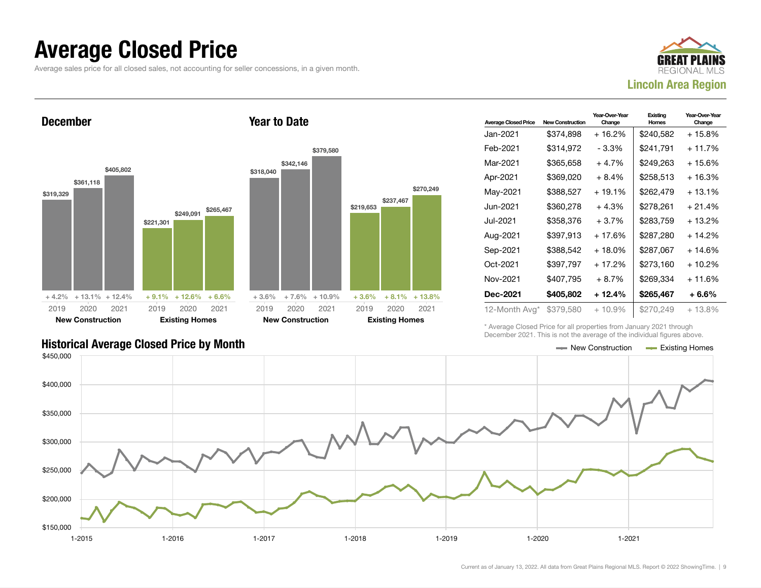# Average Closed Price

Average sales price for all closed sales, not accounting for seller concessions, in a given month.

GREAT PLAINS REGIONAL MLS

**Lincoln Area Region**

## December

| | 2019 | 2020 | 2021 |
|---|---|---|---|
| New Construction | $319,329 | $361,118 | $405,802 |
| Change | + 4.2% | + 13.1% | + 12.4% |
| Existing Homes | $221,301 | $249,091 | $265,467 |
| Change | + 9.1% | + 12.6% | + 6.6% |

## Year to Date

| | 2019 | 2020 | 2021 |
|---|---|---|---|
| New Construction | $318,040 | $342,146 | $379,580 |
| Change | + 3.6% | + 7.6% | + 10.9% |
| Existing Homes | $219,653 | $237,467 | $270,249 |
| Change | + 3.6% | + 8.1% | + 13.8% |

| Average Closed Price | New Construction | Year-Over-Year Change | Existing Homes | Year-Over-Year Change |
|---|---|---|---|---|
| Jan-2021 | $374,898 | + 16.2% | $240,582 | + 15.8% |
| Feb-2021 | $314,972 | - 3.3% | $241,791 | + 11.7% |
| Mar-2021 | $365,658 | + 4.7% | $249,263 | + 15.6% |
| Apr-2021 | $369,020 | + 8.4% | $258,513 | + 16.3% |
| May-2021 | $388,527 | + 19.1% | $262,479 | + 13.1% |
| Jun-2021 | $360,278 | + 4.3% | $278,261 | + 21.4% |
| Jul-2021 | $358,376 | + 3.7% | $283,759 | + 13.2% |
| Aug-2021 | $397,913 | + 17.6% | $287,280 | + 14.2% |
| Sep-2021 | $388,542 | + 18.0% | $287,067 | + 14.6% |
| Oct-2021 | $397,797 | + 17.2% | $273,160 | + 10.2% |
| Nov-2021 | $407,795 | + 8.7% | $269,334 | + 11.6% |
| **Dec-2021** | **$405,802** | **+ 12.4%** | **$265,467** | **+ 6.6%** |
| 12-Month Avg* | $379,580 | + 10.9% | $270,249 | + 13.8% |

\* Average Closed Price for all properties from January 2021 through December 2021. This is not the average of the individual figures above.

## Historical Average Closed Price by Month

New Construction — Existing Homes

$450,000 / $400,000 / $350,000 / $300,000 / $250,000 / $200,000 / $150,000

1-2015 1-2016 1-2017 1-2018 1-2019 1-2020 1-2021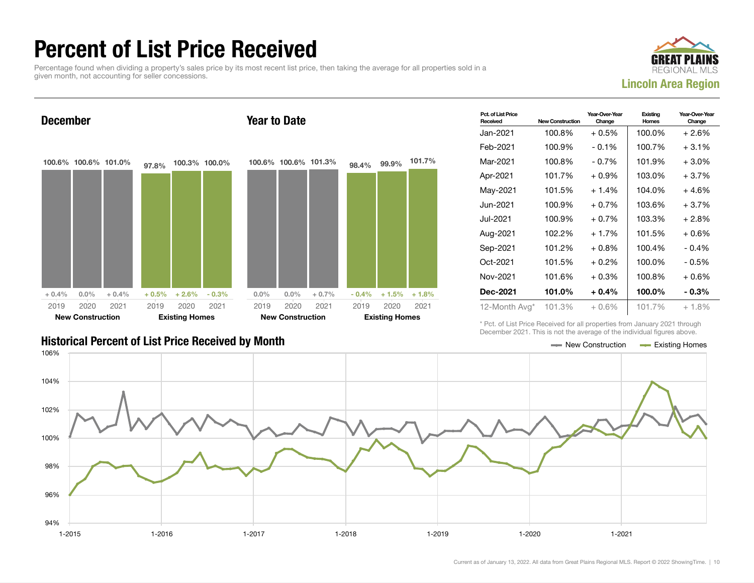# Percent of List Price Received

Percentage found when dividing a property's sales price by its most recent list price, then taking the average for all properties sold in a given month, not accounting for seller concessions.

GREAT PLAINS REGIONAL MLS

**Lincoln Area Region**

## December

| | 2019 | 2020 | 2021 |
|---|---|---|---|
| New Construction | 100.6% | 100.6% | 101.0% |
| Change | + 0.4% | 0.0% | + 0.4% |
| Existing Homes | 97.8% | 100.3% | 100.0% |
| Change | + 0.5% | + 2.6% | - 0.3% |

## Year to Date

| | 2019 | 2020 | 2021 |
|---|---|---|---|
| New Construction | 100.6% | 100.6% | 101.3% |
| Change | 0.0% | 0.0% | + 0.7% |
| Existing Homes | 98.4% | 99.9% | 101.7% |
| Change | - 0.4% | + 1.5% | + 1.8% |

| Pct. of List Price Received | New Construction | Year-Over-Year Change | Existing Homes | Year-Over-Year Change |
|---|---|---|---|---|
| Jan-2021 | 100.8% | + 0.5% | 100.0% | + 2.6% |
| Feb-2021 | 100.9% | - 0.1% | 100.7% | + 3.1% |
| Mar-2021 | 100.8% | - 0.7% | 101.9% | + 3.0% |
| Apr-2021 | 101.7% | + 0.9% | 103.0% | + 3.7% |
| May-2021 | 101.5% | + 1.4% | 104.0% | + 4.6% |
| Jun-2021 | 100.9% | + 0.7% | 103.6% | + 3.7% |
| Jul-2021 | 100.9% | + 0.7% | 103.3% | + 2.8% |
| Aug-2021 | 102.2% | + 1.7% | 101.5% | + 0.6% |
| Sep-2021 | 101.2% | + 0.8% | 100.4% | - 0.4% |
| Oct-2021 | 101.5% | + 0.2% | 100.0% | - 0.5% |
| Nov-2021 | 101.6% | + 0.3% | 100.8% | + 0.6% |
| **Dec-2021** | **101.0%** | **+ 0.4%** | **100.0%** | **- 0.3%** |
| 12-Month Avg* | 101.3% | + 0.6% | 101.7% | + 1.8% |

\* Pct. of List Price Received for all properties from January 2021 through December 2021. This is not the average of the individual figures above.

## Historical Percent of List Price Received by Month

New Construction — Existing Homes

Current as of January 13, 2022. All data from Great Plains Regional MLS. Report © 2022 ShowingTime.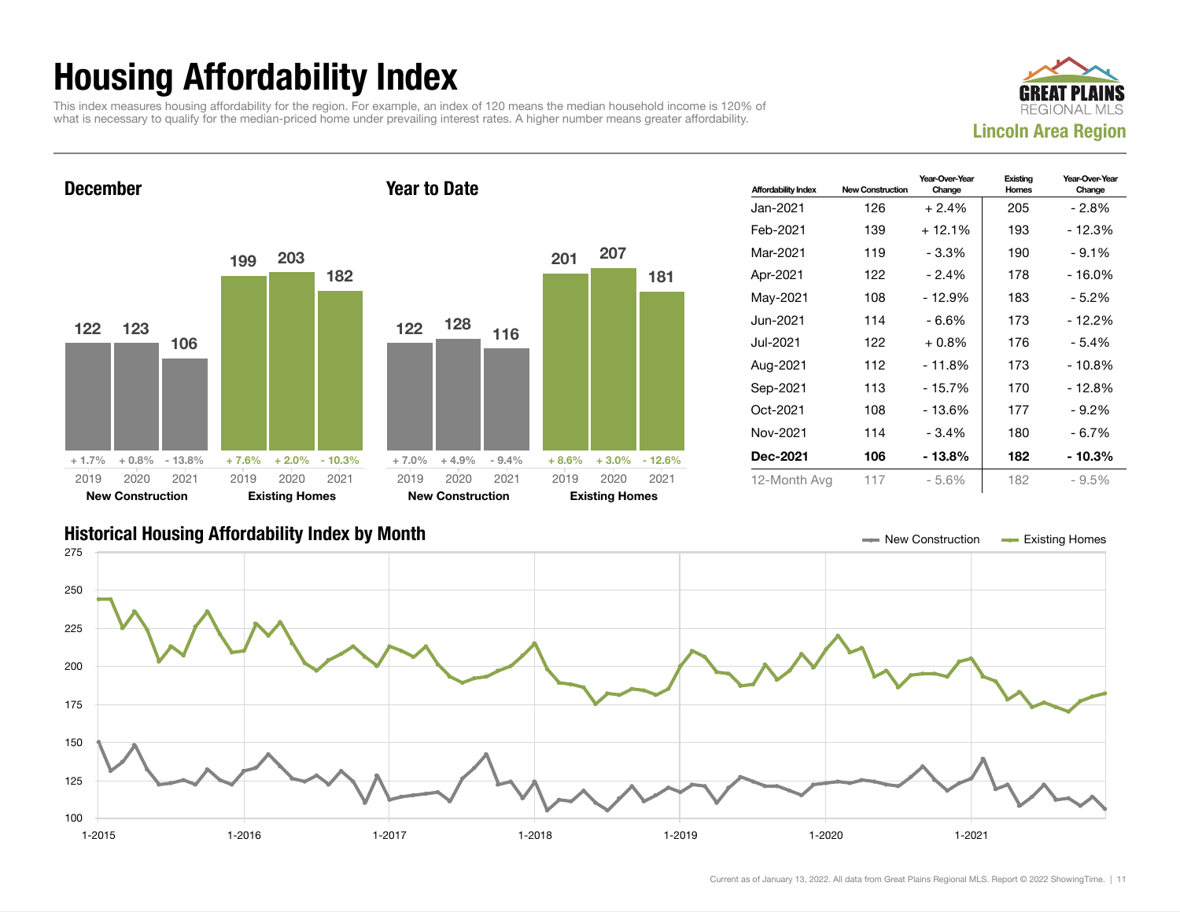# Housing Affordability Index

This index measures housing affordability for the region. For example, an index of 120 means the median household income is 120% of what is necessary to qualify for the median-priced home under prevailing interest rates. A higher number means greater affordability.

**GREAT PLAINS REGIONAL MLS**

**Lincoln Area Region**

### December

| | 2019 | 2020 | 2021 |
|---|---|---|---|
| New Construction | 122 (+ 1.7%) | 123 (+ 0.8%) | 106 (- 13.8%) |
| Existing Homes | 199 (+ 7.6%) | 203 (+ 2.0%) | 182 (- 10.3%) |

### Year to Date

| | 2019 | 2020 | 2021 |
|---|---|---|---|
| New Construction | 122 (+ 7.0%) | 128 (+ 4.9%) | 116 (- 9.4%) |
| Existing Homes | 201 (+ 8.6%) | 207 (+ 3.0%) | 181 (- 12.6%) |

| Affordability Index | New Construction | Year-Over-Year Change | Existing Homes | Year-Over-Year Change |
|---|---|---|---|---|
| Jan-2021 | 126 | + 2.4% | 205 | - 2.8% |
| Feb-2021 | 139 | + 12.1% | 193 | - 12.3% |
| Mar-2021 | 119 | - 3.3% | 190 | - 9.1% |
| Apr-2021 | 122 | - 2.4% | 178 | - 16.0% |
| May-2021 | 108 | - 12.9% | 183 | - 5.2% |
| Jun-2021 | 114 | - 6.6% | 173 | - 12.2% |
| Jul-2021 | 122 | + 0.8% | 176 | - 5.4% |
| Aug-2021 | 112 | - 11.8% | 173 | - 10.8% |
| Sep-2021 | 113 | - 15.7% | 170 | - 12.8% |
| Oct-2021 | 108 | - 13.6% | 177 | - 9.2% |
| Nov-2021 | 114 | - 3.4% | 180 | - 6.7% |
| **Dec-2021** | **106** | **- 13.8%** | **182** | **- 10.3%** |
| 12-Month Avg | 117 | - 5.6% | 182 | - 9.5% |

### Historical Housing Affordability Index by Month

New Construction — Existing Homes

Current as of January 13, 2022. All data from Great Plains Regional MLS. Report © 2022 ShowingTime.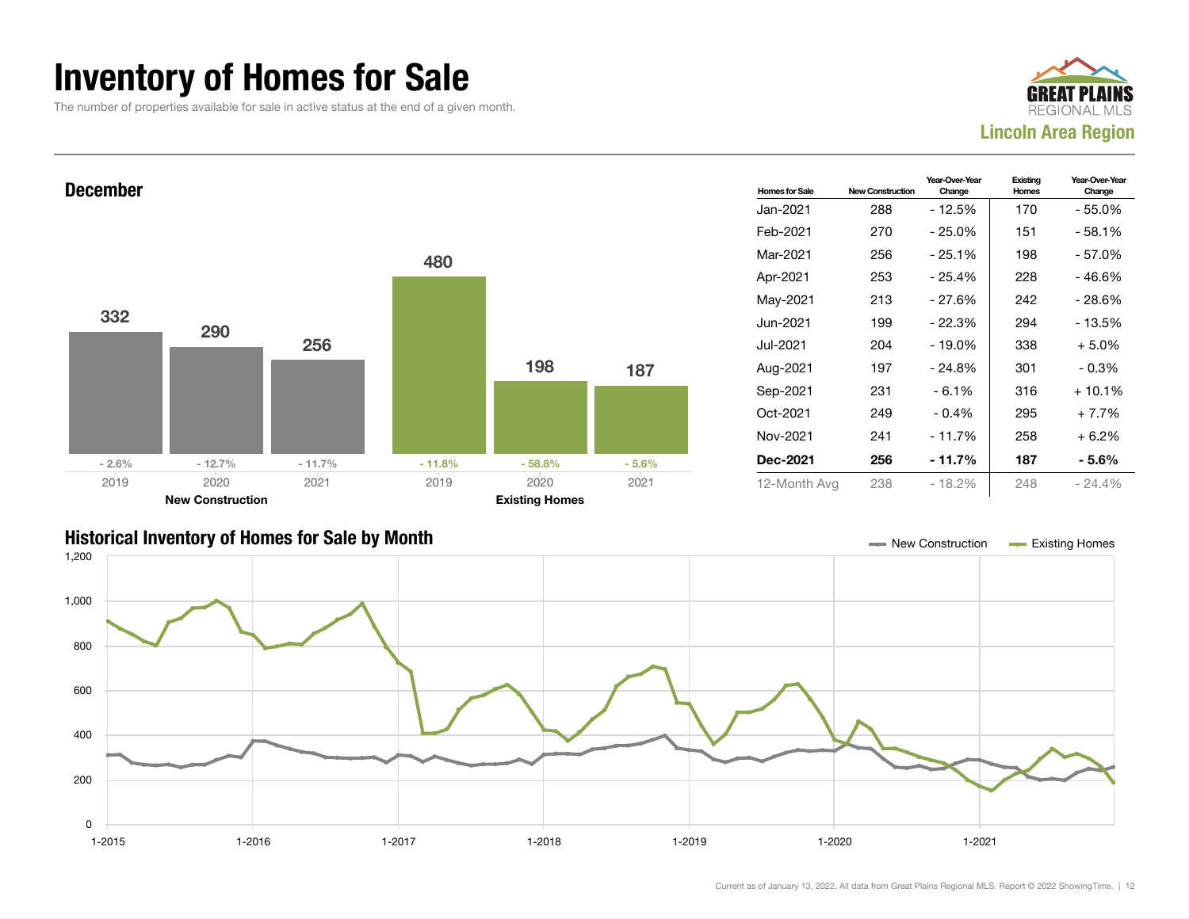# Inventory of Homes for Sale

The number of properties available for sale in active status at the end of a given month.

GREAT PLAINS REGIONAL MLS
Lincoln Area Region

## December

| | 2019 | 2020 | 2021 |
|---|---|---|---|
| New Construction | 332 | 290 | 256 |
| Change | - 2.6% | - 12.7% | - 11.7% |
| Existing Homes | 480 | 198 | 187 |
| Change | - 11.8% | - 58.8% | - 5.6% |

| Homes for Sale | New Construction | Year-Over-Year Change | Existing Homes | Year-Over-Year Change |
|---|---|---|---|---|
| Jan-2021 | 288 | - 12.5% | 170 | - 55.0% |
| Feb-2021 | 270 | - 25.0% | 151 | - 58.1% |
| Mar-2021 | 256 | - 25.1% | 198 | - 57.0% |
| Apr-2021 | 253 | - 25.4% | 228 | - 46.6% |
| May-2021 | 213 | - 27.6% | 242 | - 28.6% |
| Jun-2021 | 199 | - 22.3% | 294 | - 13.5% |
| Jul-2021 | 204 | - 19.0% | 338 | + 5.0% |
| Aug-2021 | 197 | - 24.8% | 301 | - 0.3% |
| Sep-2021 | 231 | - 6.1% | 316 | + 10.1% |
| Oct-2021 | 249 | - 0.4% | 295 | + 7.7% |
| Nov-2021 | 241 | - 11.7% | 258 | + 6.2% |
| **Dec-2021** | **256** | **- 11.7%** | **187** | **- 5.6%** |
| 12-Month Avg | 238 | - 18.2% | 248 | - 24.4% |

## Historical Inventory of Homes for Sale by Month

Current as of January 13, 2022. All data from Great Plains Regional MLS. Report © 2022 ShowingTime.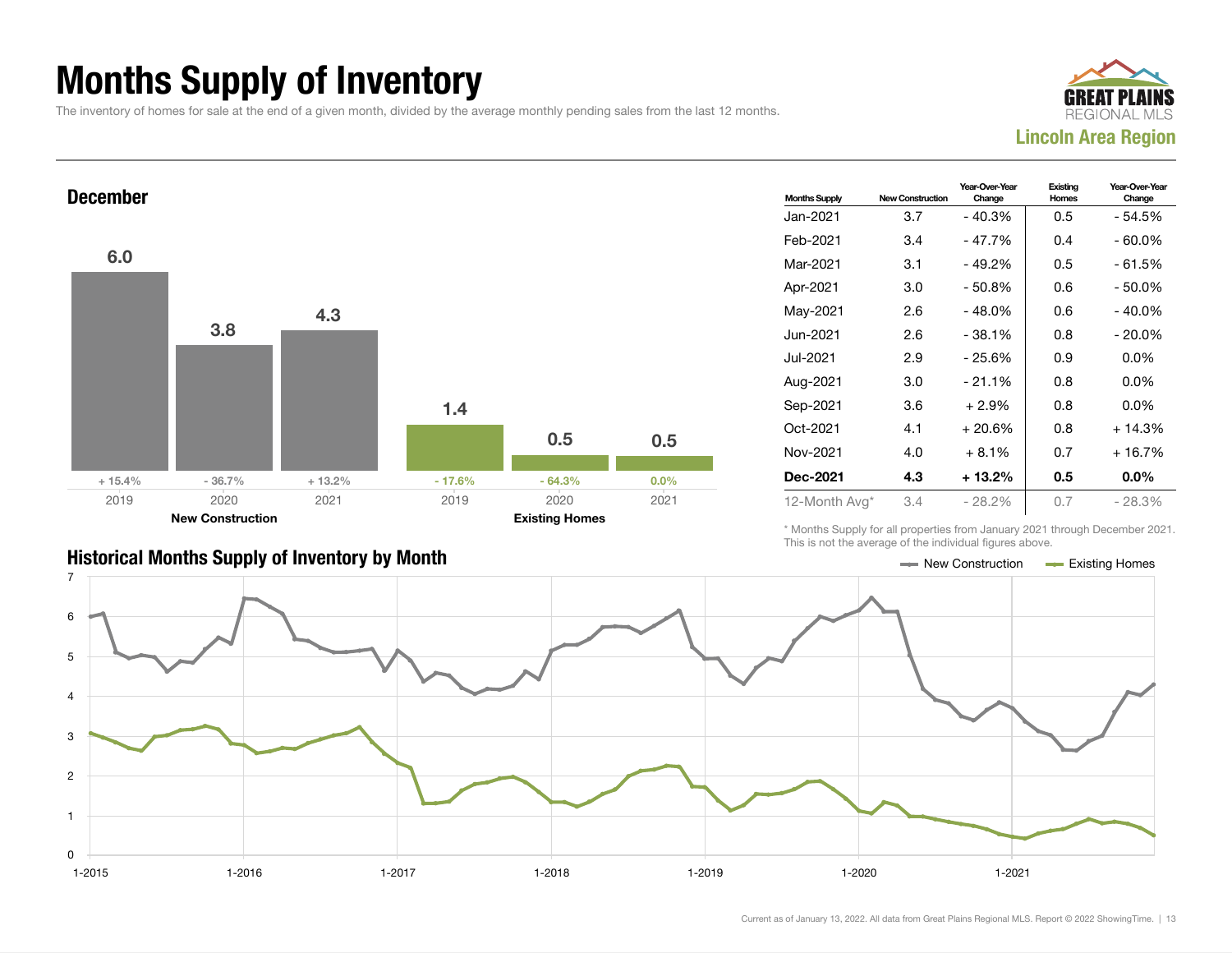# Months Supply of Inventory

The inventory of homes for sale at the end of a given month, divided by the average monthly pending sales from the last 12 months.

**Lincoln Area Region**

## December

| | 2019 | 2020 | 2021 |
|---|---|---|---|
| New Construction | 6.0 | 3.8 | 4.3 |
| Change | + 15.4% | - 36.7% | + 13.2% |
| Existing Homes | 1.4 | 0.5 | 0.5 |
| Change | - 17.6% | - 64.3% | 0.0% |

| Months Supply | New Construction | Year-Over-Year Change | Existing Homes | Year-Over-Year Change |
|---|---|---|---|---|
| Jan-2021 | 3.7 | - 40.3% | 0.5 | - 54.5% |
| Feb-2021 | 3.4 | - 47.7% | 0.4 | - 60.0% |
| Mar-2021 | 3.1 | - 49.2% | 0.5 | - 61.5% |
| Apr-2021 | 3.0 | - 50.8% | 0.6 | - 50.0% |
| May-2021 | 2.6 | - 48.0% | 0.6 | - 40.0% |
| Jun-2021 | 2.6 | - 38.1% | 0.8 | - 20.0% |
| Jul-2021 | 2.9 | - 25.6% | 0.9 | 0.0% |
| Aug-2021 | 3.0 | - 21.1% | 0.8 | 0.0% |
| Sep-2021 | 3.6 | + 2.9% | 0.8 | 0.0% |
| Oct-2021 | 4.1 | + 20.6% | 0.8 | + 14.3% |
| Nov-2021 | 4.0 | + 8.1% | 0.7 | + 16.7% |
| **Dec-2021** | **4.3** | **+ 13.2%** | **0.5** | **0.0%** |
| 12-Month Avg* | 3.4 | - 28.2% | 0.7 | - 28.3% |

\* Months Supply for all properties from January 2021 through December 2021. This is not the average of the individual figures above.

## Historical Months Supply of Inventory by Month

Legend: New Construction, Existing Homes

Current as of January 13, 2022. All data from Great Plains Regional MLS. Report © 2022 ShowingTime.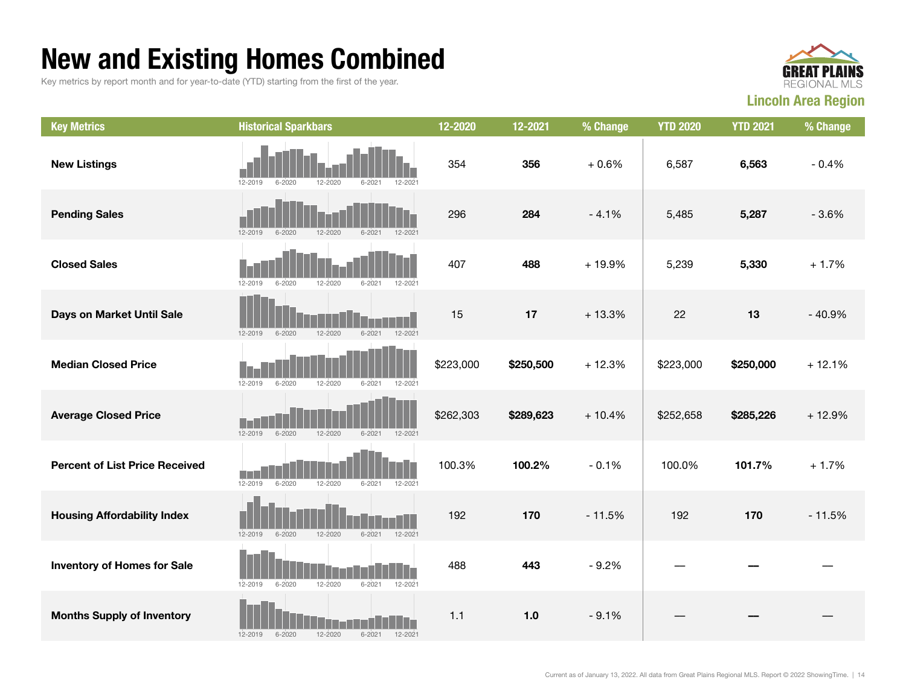# New and Existing Homes Combined

Key metrics by report month and for year-to-date (YTD) starting from the first of the year.

GREAT PLAINS REGIONAL MLS

**Lincoln Area Region**

| Key Metrics | Historical Sparkbars | 12-2020 | 12-2021 | % Change | YTD 2020 | YTD 2021 | % Change |
|---|---|---|---|---|---|---|---|
| **New Listings** | 12-2019 6-2020 12-2020 6-2021 12-2021 | 354 | **356** | + 0.6% | 6,587 | **6,563** | - 0.4% |
| **Pending Sales** | 12-2019 6-2020 12-2020 6-2021 12-2021 | 296 | **284** | - 4.1% | 5,485 | **5,287** | - 3.6% |
| **Closed Sales** | 12-2019 6-2020 12-2020 6-2021 12-2021 | 407 | **488** | + 19.9% | 5,239 | **5,330** | + 1.7% |
| **Days on Market Until Sale** | 12-2019 6-2020 12-2020 6-2021 12-2021 | 15 | **17** | + 13.3% | 22 | **13** | - 40.9% |
| **Median Closed Price** | 12-2019 6-2020 12-2020 6-2021 12-2021 | $223,000 | **$250,500** | + 12.3% | $223,000 | **$250,000** | + 12.1% |
| **Average Closed Price** | 12-2019 6-2020 12-2020 6-2021 12-2021 | $262,303 | **$289,623** | + 10.4% | $252,658 | **$285,226** | + 12.9% |
| **Percent of List Price Received** | 12-2019 6-2020 12-2020 6-2021 12-2021 | 100.3% | **100.2%** | - 0.1% | 100.0% | **101.7%** | + 1.7% |
| **Housing Affordability Index** | 12-2019 6-2020 12-2020 6-2021 12-2021 | 192 | **170** | - 11.5% | 192 | **170** | - 11.5% |
| **Inventory of Homes for Sale** | 12-2019 6-2020 12-2020 6-2021 12-2021 | 488 | **443** | - 9.2% | — | **—** | — |
| **Months Supply of Inventory** | 12-2019 6-2020 12-2020 6-2021 12-2021 | 1.1 | **1.0** | - 9.1% | — | **—** | — |

Current as of January 13, 2022. All data from Great Plains Regional MLS. Report © 2022 ShowingTime.